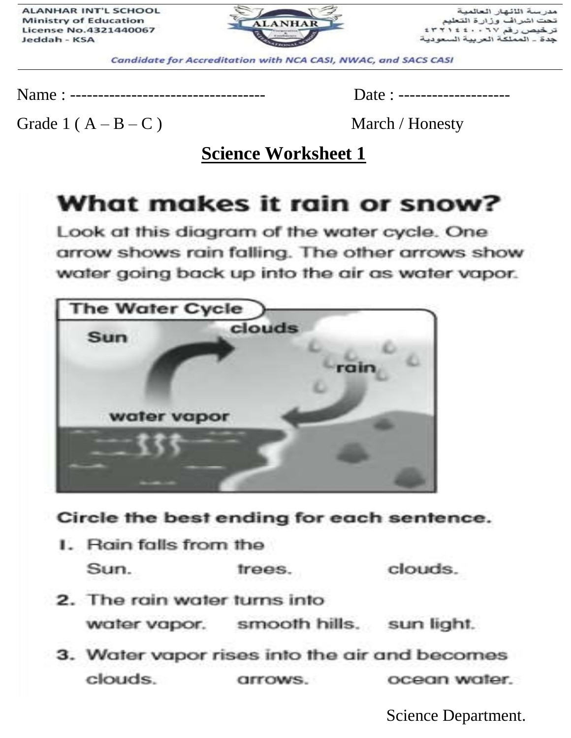ALANHAR INT'L SCHOOL
Ministry of Education
License No.4321440067
Jeddah - KSA

مدرسة الانهار العالمية
تحت اشراف وزارة التعليم
ترخيص رقم ٤٣٢١٤٤٠٠٦٧
جدة ـ المملكة العربية السعودية

*Candidate for Accreditation with NCA CASI, NWAC, and SACS CASI*

Name : ----------------------------------     Date : --------------------

Grade 1 ( A – B – C )     March / Honesty

# Science Worksheet 1

## What makes it rain or snow?

Look at this diagram of the water cycle. One arrow shows rain falling. The other arrows show water going back up into the air as water vapor.

The Water Cycle

Sun

clouds

rain

water vapor

**Circle the best ending for each sentence.**

1. Rain falls from the
   Sun.     trees.     clouds.
2. The rain water turns into
   water vapor.     smooth hills.     sun light.
3. Water vapor rises into the air and becomes
   clouds.     arrows.     ocean water.

Science Department.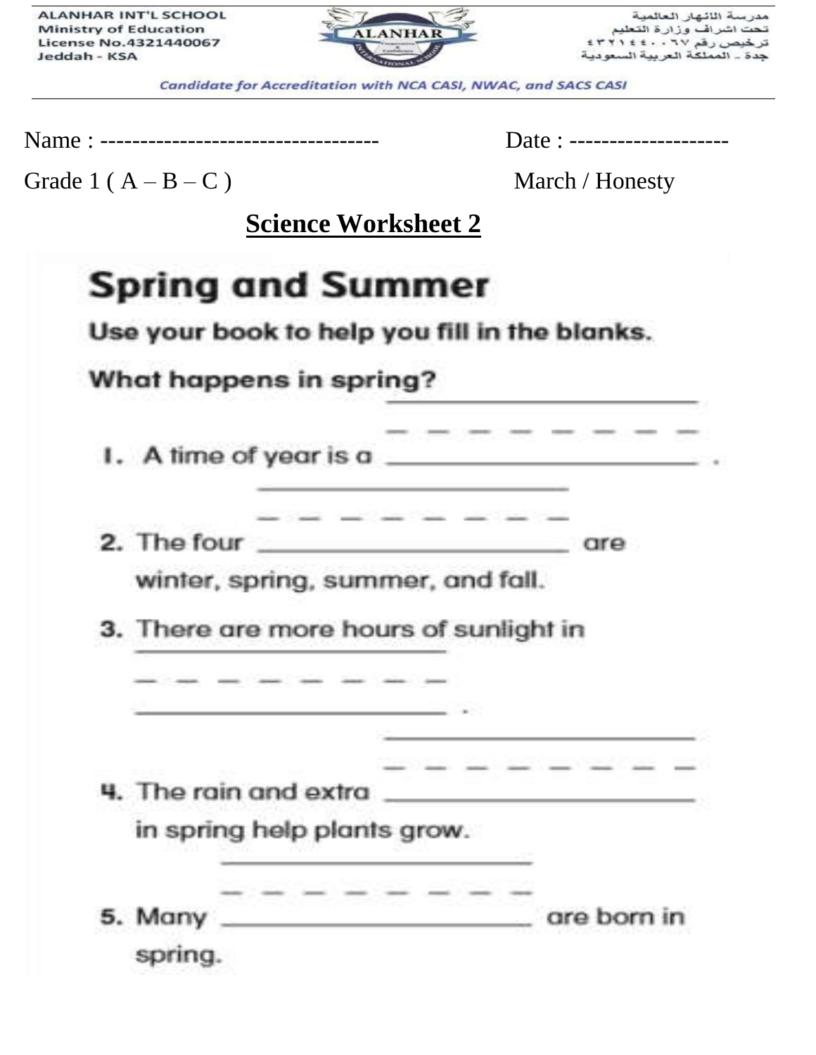ALANHAR INT'L SCHOOL
Ministry of Education
License No.4321440067
Jeddah - KSA

مدرسة الانهار العالمية
تحت اشراف وزارة التعليم
ترخيص رقم ٤٣٢١٤٤٠٠٦٧
جدة ـ المملكة العربية السعودية

*Candidate for Accreditation with NCA CASI, NWAC, and SACS CASI*

Name : ----------------------------------- Date : --------------------

Grade 1 ( A – B – C ) March / Honesty

## Science Worksheet 2

# Spring and Summer

**Use your book to help you fill in the blanks.**

**What happens in spring?**

1. A time of year is a ______________________ .

2. The four ______________________ are winter, spring, summer, and fall.

3. There are more hours of sunlight in ______________________ .

4. The rain and extra ______________________ in spring help plants grow.

5. Many ______________________ are born in spring.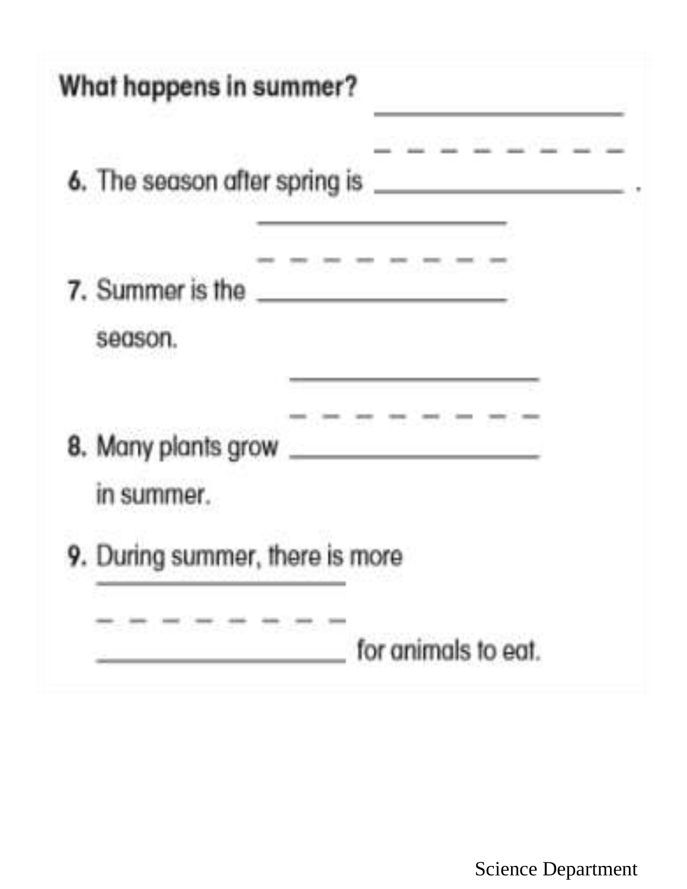**What happens in summer?**

6. The season after spring is ________________ .

7. Summer is the ________________ season.

8. Many plants grow ________________ in summer.

9. During summer, there is more ________________ for animals to eat.

Science Department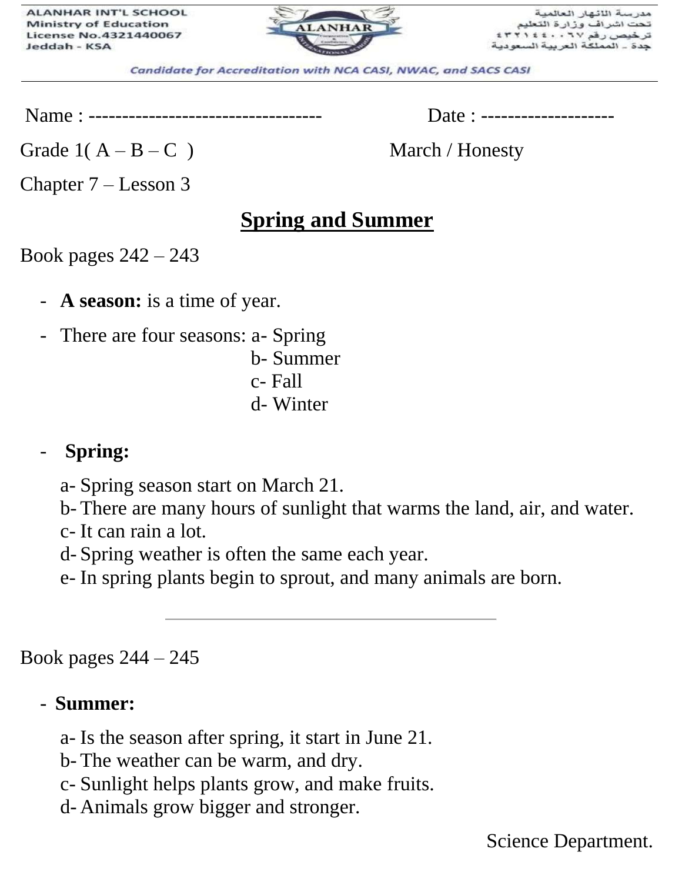ALANHAR INT'L SCHOOL
Ministry of Education
License No.4321440067
Jeddah - KSA

مدرسة الانهار العالمية
تحت اشراف وزارة التعليم
ترخيص رقم ٤٣٢١٤٤٠٠٦٧
جدة ـ المملكة العربية السعودية

*Candidate for Accreditation with NCA CASI, NWAC, and SACS CASI*

Name : ----------------------------------- Date : --------------------

Grade 1( A – B – C ) March / Honesty

Chapter 7 – Lesson 3

# Spring and Summer

Book pages 242 – 243

- **A season:** is a time of year.
- There are four seasons: a- Spring
  b- Summer
  c- Fall
  d- Winter

- **Spring:**

  a- Spring season start on March 21.
  b- There are many hours of sunlight that warms the land, air, and water.
  c- It can rain a lot.
  d- Spring weather is often the same each year.
  e- In spring plants begin to sprout, and many animals are born.

---

Book pages 244 – 245

- **Summer:**

  a- Is the season after spring, it start in June 21.
  b- The weather can be warm, and dry.
  c- Sunlight helps plants grow, and make fruits.
  d- Animals grow bigger and stronger.

Science Department.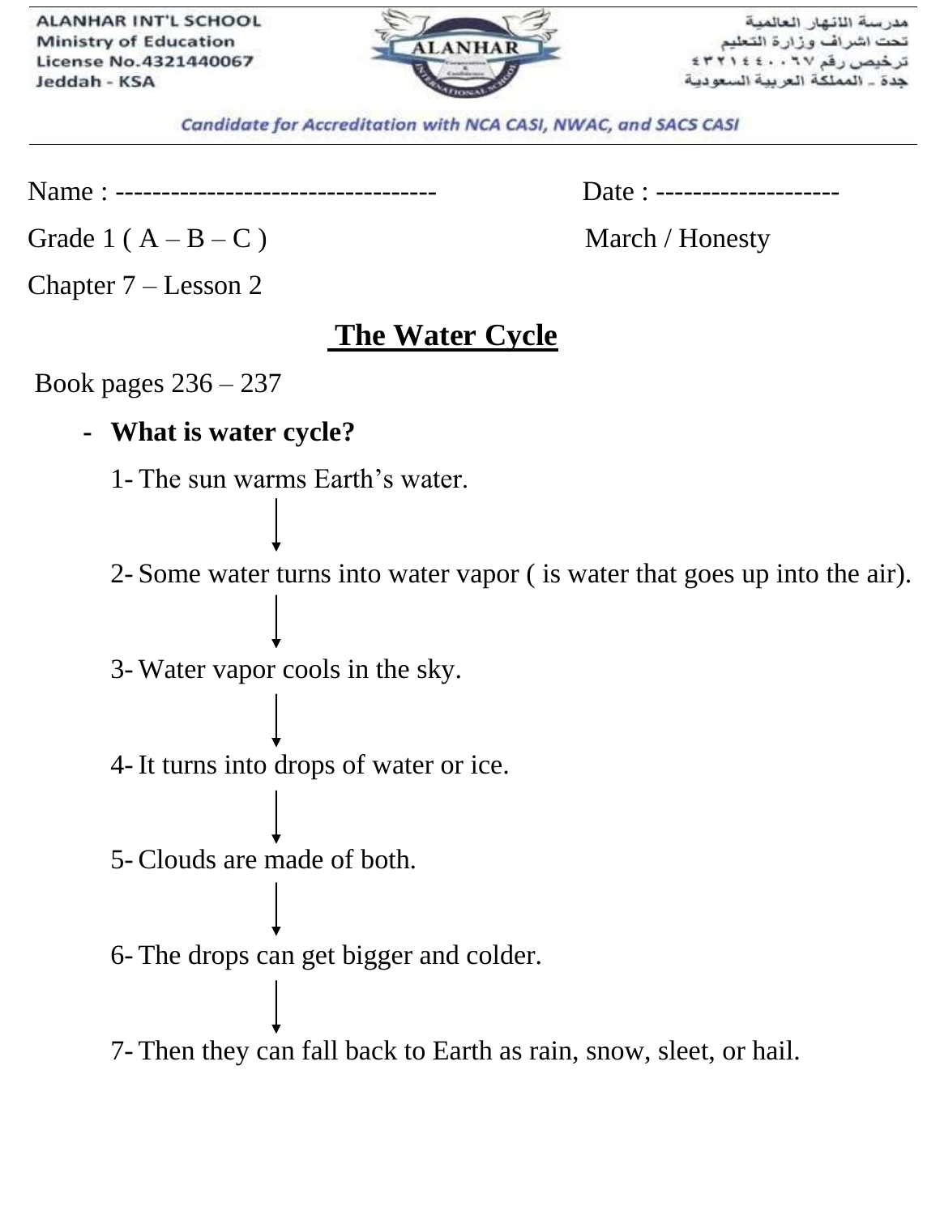Name : ----------------------------------- Date : --------------------

Grade 1 ( A – B – C ) March / Honesty

Chapter 7 – Lesson 2

## The Water Cycle

Book pages 236 – 237

- **What is water cycle?**

1- The sun warms Earth's water.

↓

2- Some water turns into water vapor ( is water that goes up into the air).

↓

3- Water vapor cools in the sky.

↓

4- It turns into drops of water or ice.

↓

5- Clouds are made of both.

↓

6- The drops can get bigger and colder.

↓

7- Then they can fall back to Earth as rain, snow, sleet, or hail.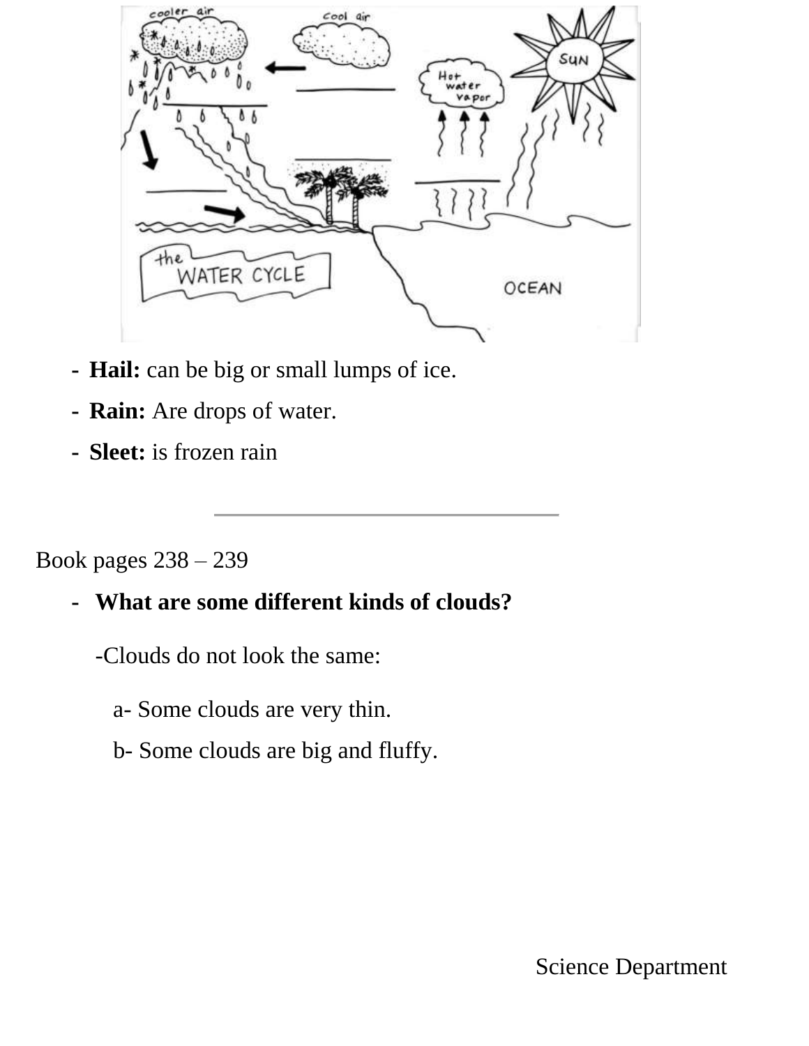- **Hail:** can be big or small lumps of ice.
- **Rain:** Are drops of water.
- **Sleet:** is frozen rain

---

Book pages 238 – 239

- **What are some different kinds of clouds?**

  -Clouds do not look the same:

  a- Some clouds are very thin.

  b- Some clouds are big and fluffy.